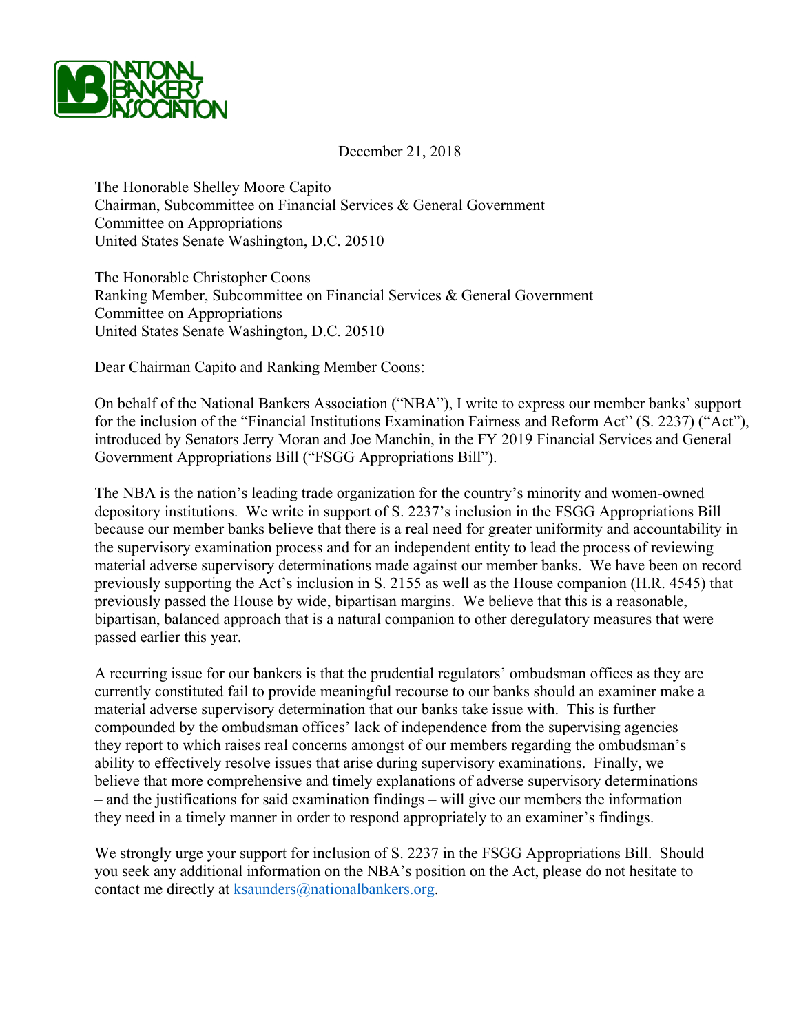NATIONAL BANKERS ASSOCIATION

December 21, 2018

The Honorable Shelley Moore Capito
Chairman, Subcommittee on Financial Services & General Government
Committee on Appropriations
United States Senate Washington, D.C. 20510

The Honorable Christopher Coons
Ranking Member, Subcommittee on Financial Services & General Government
Committee on Appropriations
United States Senate Washington, D.C. 20510

Dear Chairman Capito and Ranking Member Coons:

On behalf of the National Bankers Association ("NBA"), I write to express our member banks' support for the inclusion of the "Financial Institutions Examination Fairness and Reform Act" (S. 2237) ("Act"), introduced by Senators Jerry Moran and Joe Manchin, in the FY 2019 Financial Services and General Government Appropriations Bill ("FSGG Appropriations Bill").

The NBA is the nation's leading trade organization for the country's minority and women-owned depository institutions. We write in support of S. 2237's inclusion in the FSGG Appropriations Bill because our member banks believe that there is a real need for greater uniformity and accountability in the supervisory examination process and for an independent entity to lead the process of reviewing material adverse supervisory determinations made against our member banks. We have been on record previously supporting the Act's inclusion in S. 2155 as well as the House companion (H.R. 4545) that previously passed the House by wide, bipartisan margins. We believe that this is a reasonable, bipartisan, balanced approach that is a natural companion to other deregulatory measures that were passed earlier this year.

A recurring issue for our bankers is that the prudential regulators' ombudsman offices as they are currently constituted fail to provide meaningful recourse to our banks should an examiner make a material adverse supervisory determination that our banks take issue with. This is further compounded by the ombudsman offices' lack of independence from the supervising agencies they report to which raises real concerns amongst of our members regarding the ombudsman's ability to effectively resolve issues that arise during supervisory examinations. Finally, we believe that more comprehensive and timely explanations of adverse supervisory determinations – and the justifications for said examination findings – will give our members the information they need in a timely manner in order to respond appropriately to an examiner's findings.

We strongly urge your support for inclusion of S. 2237 in the FSGG Appropriations Bill. Should you seek any additional information on the NBA's position on the Act, please do not hesitate to contact me directly at ksaunders@nationalbankers.org.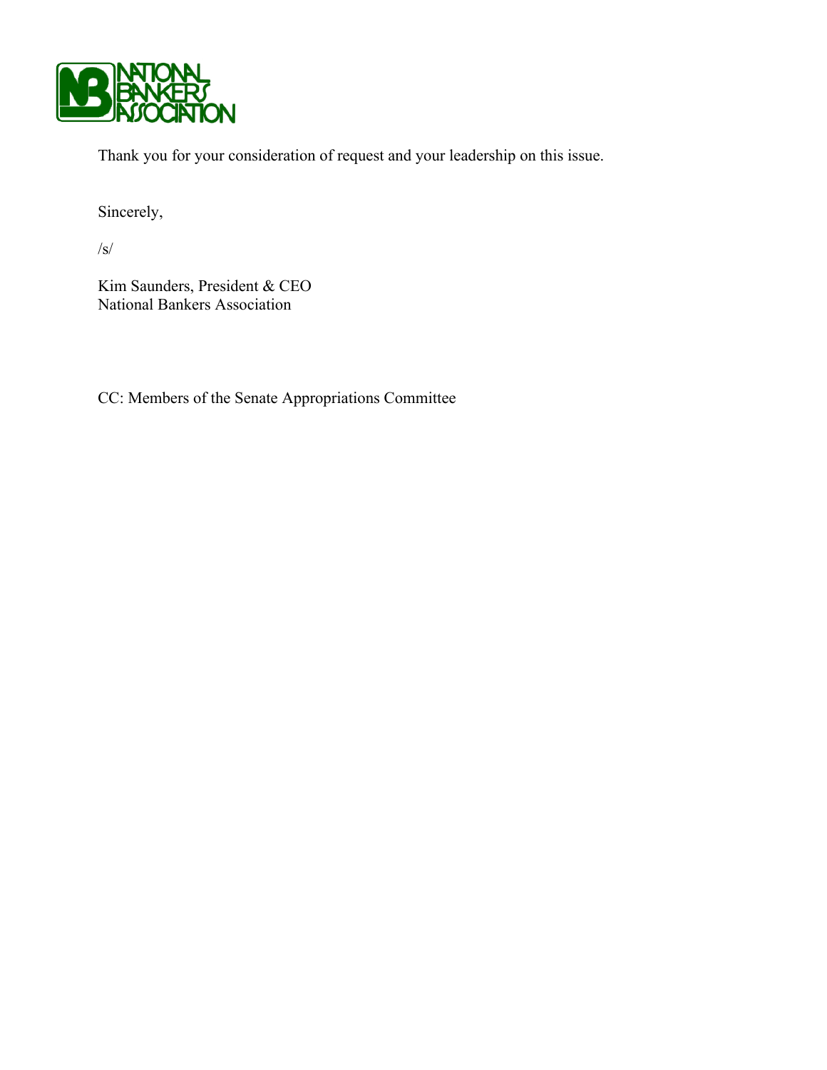Thank you for your consideration of request and your leadership on this issue.

Sincerely,

/s/

Kim Saunders, President & CEO
National Bankers Association

CC: Members of the Senate Appropriations Committee